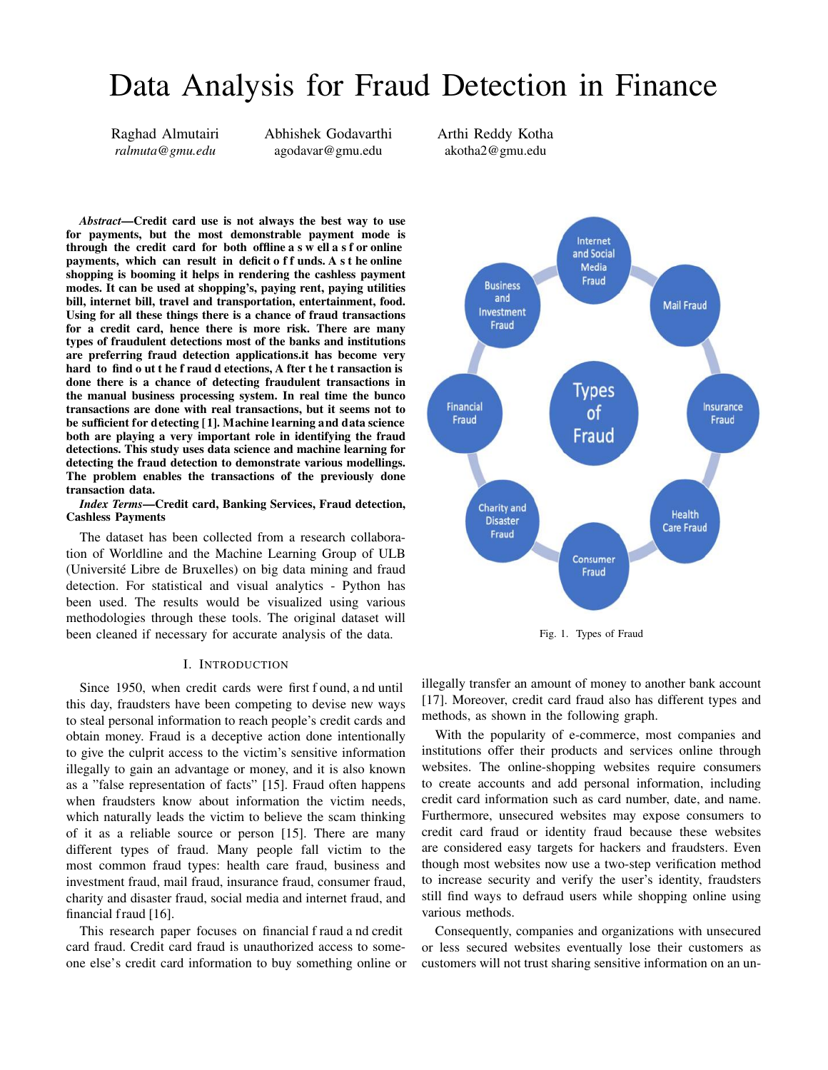# Data Analysis for Fraud Detection in Finance

Raghad Almutairi
*ralmuta@gmu.edu*

Abhishek Godavarthi
agodavar@gmu.edu

Arthi Reddy Kotha
akotha2@gmu.edu

***Abstract*—Credit card use is not always the best way to use for payments, but the most demonstrable payment mode is through the credit card for both offline a s w ell a s f or online payments, which can result in deficit o f f unds. A s t he online shopping is booming it helps in rendering the cashless payment modes. It can be used at shopping's, paying rent, paying utilities bill, internet bill, travel and transportation, entertainment, food. Using for all these things there is a chance of fraud transactions for a credit card, hence there is more risk. There are many types of fraudulent detections most of the banks and institutions are preferring fraud detection applications.it has become very hard to find o ut t he f raud d etections, A fter t he t ransaction is done there is a chance of detecting fraudulent transactions in the manual business processing system. In real time the bunco transactions are done with real transactions, but it seems not to be sufficient for detecting [1]. Machine learning and data science both are playing a very important role in identifying the fraud detections. This study uses data science and machine learning for detecting the fraud detection to demonstrate various modellings. The problem enables the transactions of the previously done transaction data.**

***Index Terms*—Credit card, Banking Services, Fraud detection, Cashless Payments**

The dataset has been collected from a research collaboration of Worldline and the Machine Learning Group of ULB (Université Libre de Bruxelles) on big data mining and fraud detection. For statistical and visual analytics - Python has been used. The results would be visualized using various methodologies through these tools. The original dataset will been cleaned if necessary for accurate analysis of the data.

## I. Introduction

Since 1950, when credit cards were first f ound, a nd until this day, fraudsters have been competing to devise new ways to steal personal information to reach people's credit cards and obtain money. Fraud is a deceptive action done intentionally to give the culprit access to the victim's sensitive information illegally to gain an advantage or money, and it is also known as a "false representation of facts" [15]. Fraud often happens when fraudsters know about information the victim needs, which naturally leads the victim to believe the scam thinking of it as a reliable source or person [15]. There are many different types of fraud. Many people fall victim to the most common fraud types: health care fraud, business and investment fraud, mail fraud, insurance fraud, consumer fraud, charity and disaster fraud, social media and internet fraud, and financial fraud [16].

This research paper focuses on financial f raud a nd credit card fraud. Credit card fraud is unauthorized access to someone else's credit card information to buy something online or illegally transfer an amount of money to another bank account [17]. Moreover, credit card fraud also has different types and methods, as shown in the following graph.

Types of Fraud: Internet and Social Media Fraud; Mail Fraud; Insurance Fraud; Health Care Fraud; Consumer Fraud; Charity and Disaster Fraud; Financial Fraud; Business and Investment Fraud

Fig. 1. Types of Fraud

With the popularity of e-commerce, most companies and institutions offer their products and services online through websites. The online-shopping websites require consumers to create accounts and add personal information, including credit card information such as card number, date, and name. Furthermore, unsecured websites may expose consumers to credit card fraud or identity fraud because these websites are considered easy targets for hackers and fraudsters. Even though most websites now use a two-step verification method to increase security and verify the user's identity, fraudsters still find ways to defraud users while shopping online using various methods.

Consequently, companies and organizations with unsecured or less secured websites eventually lose their customers as customers will not trust sharing sensitive information on an un-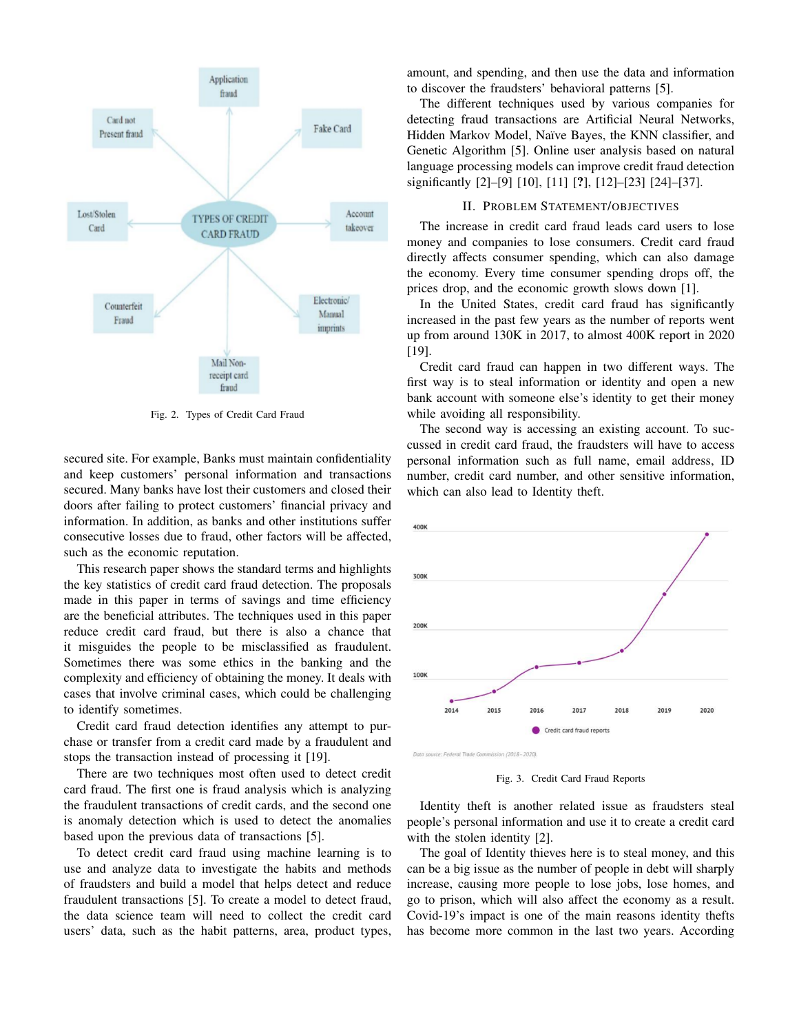Fig. 2. Types of Credit Card Fraud

secured site. For example, Banks must maintain confidentiality and keep customers' personal information and transactions secured. Many banks have lost their customers and closed their doors after failing to protect customers' financial privacy and information. In addition, as banks and other institutions suffer consecutive losses due to fraud, other factors will be affected, such as the economic reputation.

This research paper shows the standard terms and highlights the key statistics of credit card fraud detection. The proposals made in this paper in terms of savings and time efficiency are the beneficial attributes. The techniques used in this paper reduce credit card fraud, but there is also a chance that it misguides the people to be misclassified as fraudulent. Sometimes there was some ethics in the banking and the complexity and efficiency of obtaining the money. It deals with cases that involve criminal cases, which could be challenging to identify sometimes.

Credit card fraud detection identifies any attempt to purchase or transfer from a credit card made by a fraudulent and stops the transaction instead of processing it [19].

There are two techniques most often used to detect credit card fraud. The first one is fraud analysis which is analyzing the fraudulent transactions of credit cards, and the second one is anomaly detection which is used to detect the anomalies based upon the previous data of transactions [5].

To detect credit card fraud using machine learning is to use and analyze data to investigate the habits and methods of fraudsters and build a model that helps detect and reduce fraudulent transactions [5]. To create a model to detect fraud, the data science team will need to collect the credit card users' data, such as the habit patterns, area, product types, amount, and spending, and then use the data and information to discover the fraudsters' behavioral patterns [5].

The different techniques used by various companies for detecting fraud transactions are Artificial Neural Networks, Hidden Markov Model, Naïve Bayes, the KNN classifier, and Genetic Algorithm [5]. Online user analysis based on natural language processing models can improve credit fraud detection significantly [2]–[9] [10], [11] [**?**], [12]–[23] [24]–[37].

## II. Problem Statement/Objectives

The increase in credit card fraud leads card users to lose money and companies to lose consumers. Credit card fraud directly affects consumer spending, which can also damage the economy. Every time consumer spending drops off, the prices drop, and the economic growth slows down [1].

In the United States, credit card fraud has significantly increased in the past few years as the number of reports went up from around 130K in 2017, to almost 400K report in 2020 [19].

Credit card fraud can happen in two different ways. The first way is to steal information or identity and open a new bank account with someone else's identity to get their money while avoiding all responsibility.

The second way is accessing an existing account. To successed in credit card fraud, the fraudsters will have to access personal information such as full name, email address, ID number, credit card number, and other sensitive information, which can also lead to Identity theft.

Fig. 3. Credit Card Fraud Reports

Identity theft is another related issue as fraudsters steal people's personal information and use it to create a credit card with the stolen identity [2].

The goal of Identity thieves here is to steal money, and this can be a big issue as the number of people in debt will sharply increase, causing more people to lose jobs, lose homes, and go to prison, which will also affect the economy as a result. Covid-19's impact is one of the main reasons identity thefts has become more common in the last two years. According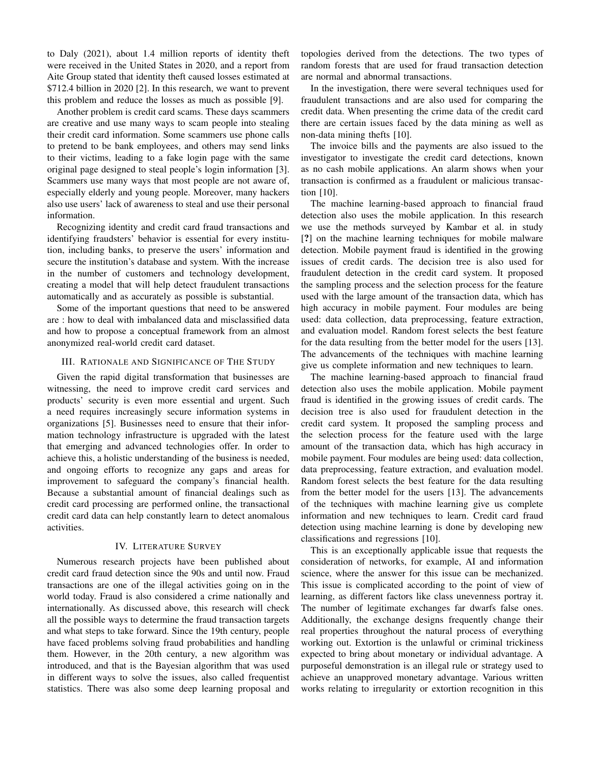to Daly (2021), about 1.4 million reports of identity theft were received in the United States in 2020, and a report from Aite Group stated that identity theft caused losses estimated at $712.4 billion in 2020 [2]. In this research, we want to prevent this problem and reduce the losses as much as possible [9].

Another problem is credit card scams. These days scammers are creative and use many ways to scam people into stealing their credit card information. Some scammers use phone calls to pretend to be bank employees, and others may send links to their victims, leading to a fake login page with the same original page designed to steal people's login information [3]. Scammers use many ways that most people are not aware of, especially elderly and young people. Moreover, many hackers also use users' lack of awareness to steal and use their personal information.

Recognizing identity and credit card fraud transactions and identifying fraudsters' behavior is essential for every institution, including banks, to preserve the users' information and secure the institution's database and system. With the increase in the number of customers and technology development, creating a model that will help detect fraudulent transactions automatically and as accurately as possible is substantial.

Some of the important questions that need to be answered are : how to deal with imbalanced data and misclassified data and how to propose a conceptual framework from an almost anonymized real-world credit card dataset.

## III. Rationale and Significance of The Study

Given the rapid digital transformation that businesses are witnessing, the need to improve credit card services and products' security is even more essential and urgent. Such a need requires increasingly secure information systems in organizations [5]. Businesses need to ensure that their information technology infrastructure is upgraded with the latest that emerging and advanced technologies offer. In order to achieve this, a holistic understanding of the business is needed, and ongoing efforts to recognize any gaps and areas for improvement to safeguard the company's financial health. Because a substantial amount of financial dealings such as credit card processing are performed online, the transactional credit card data can help constantly learn to detect anomalous activities.

## IV. Literature Survey

Numerous research projects have been published about credit card fraud detection since the 90s and until now. Fraud transactions are one of the illegal activities going on in the world today. Fraud is also considered a crime nationally and internationally. As discussed above, this research will check all the possible ways to determine the fraud transaction targets and what steps to take forward. Since the 19th century, people have faced problems solving fraud probabilities and handling them. However, in the 20th century, a new algorithm was introduced, and that is the Bayesian algorithm that was used in different ways to solve the issues, also called frequentist statistics. There was also some deep learning proposal and topologies derived from the detections. The two types of random forests that are used for fraud transaction detection are normal and abnormal transactions.

In the investigation, there were several techniques used for fraudulent transactions and are also used for comparing the credit data. When presenting the crime data of the credit card there are certain issues faced by the data mining as well as non-data mining thefts [10].

The invoice bills and the payments are also issued to the investigator to investigate the credit card detections, known as no cash mobile applications. An alarm shows when your transaction is confirmed as a fraudulent or malicious transaction [10].

The machine learning-based approach to financial fraud detection also uses the mobile application. In this research we use the methods surveyed by Kambar et al. in study [?] on the machine learning techniques for mobile malware detection. Mobile payment fraud is identified in the growing issues of credit cards. The decision tree is also used for fraudulent detection in the credit card system. It proposed the sampling process and the selection process for the feature used with the large amount of the transaction data, which has high accuracy in mobile payment. Four modules are being used: data collection, data preprocessing, feature extraction, and evaluation model. Random forest selects the best feature for the data resulting from the better model for the users [13]. The advancements of the techniques with machine learning give us complete information and new techniques to learn.

The machine learning-based approach to financial fraud detection also uses the mobile application. Mobile payment fraud is identified in the growing issues of credit cards. The decision tree is also used for fraudulent detection in the credit card system. It proposed the sampling process and the selection process for the feature used with the large amount of the transaction data, which has high accuracy in mobile payment. Four modules are being used: data collection, data preprocessing, feature extraction, and evaluation model. Random forest selects the best feature for the data resulting from the better model for the users [13]. The advancements of the techniques with machine learning give us complete information and new techniques to learn. Credit card fraud detection using machine learning is done by developing new classifications and regressions [10].

This is an exceptionally applicable issue that requests the consideration of networks, for example, AI and information science, where the answer for this issue can be mechanized. This issue is complicated according to the point of view of learning, as different factors like class unevenness portray it. The number of legitimate exchanges far dwarfs false ones. Additionally, the exchange designs frequently change their real properties throughout the natural process of everything working out. Extortion is the unlawful or criminal trickiness expected to bring about monetary or individual advantage. A purposeful demonstration is an illegal rule or strategy used to achieve an unapproved monetary advantage. Various written works relating to irregularity or extortion recognition in this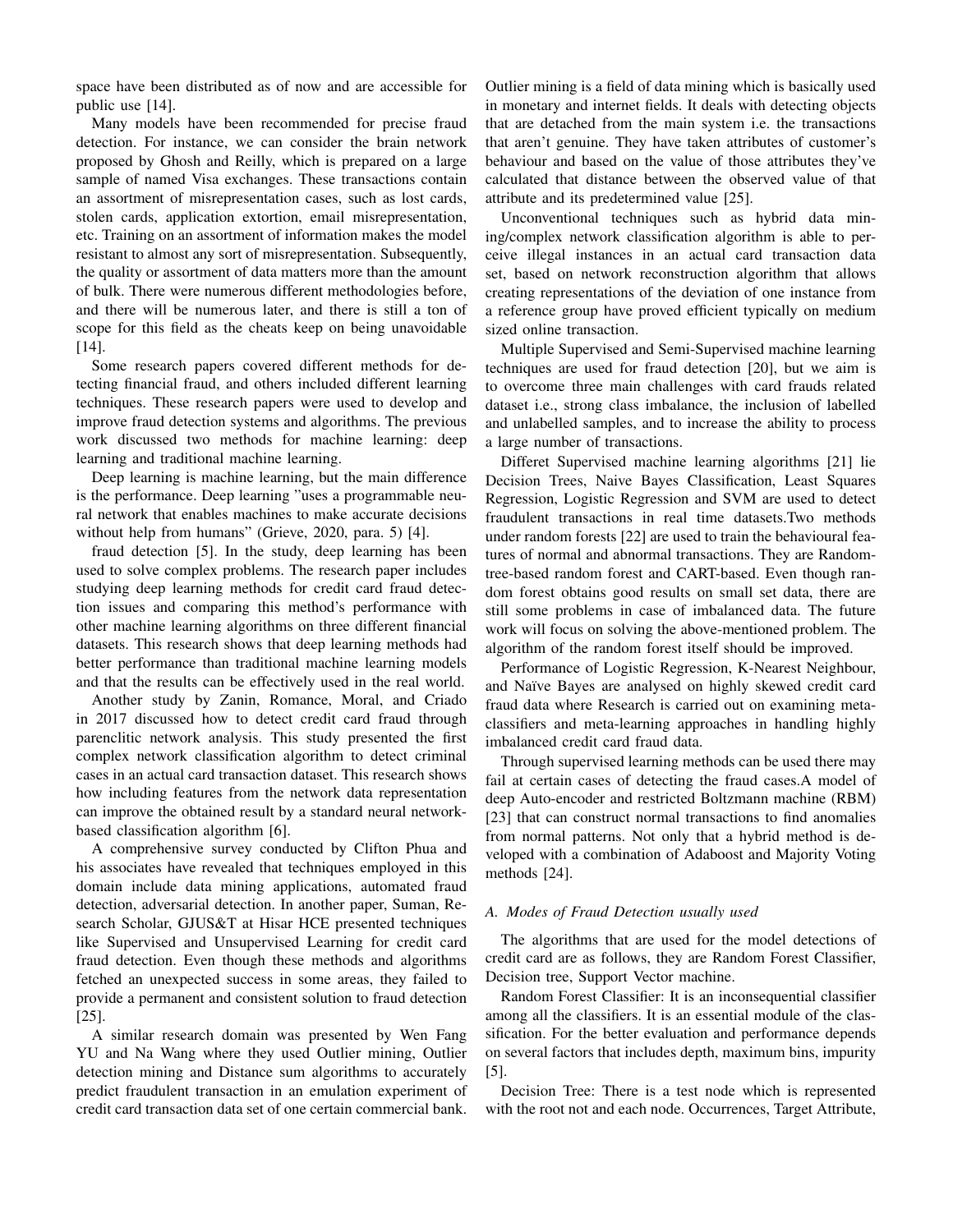space have been distributed as of now and are accessible for public use [14].

Many models have been recommended for precise fraud detection. For instance, we can consider the brain network proposed by Ghosh and Reilly, which is prepared on a large sample of named Visa exchanges. These transactions contain an assortment of misrepresentation cases, such as lost cards, stolen cards, application extortion, email misrepresentation, etc. Training on an assortment of information makes the model resistant to almost any sort of misrepresentation. Subsequently, the quality or assortment of data matters more than the amount of bulk. There were numerous different methodologies before, and there will be numerous later, and there is still a ton of scope for this field as the cheats keep on being unavoidable [14].

Some research papers covered different methods for detecting financial fraud, and others included different learning techniques. These research papers were used to develop and improve fraud detection systems and algorithms. The previous work discussed two methods for machine learning: deep learning and traditional machine learning.

Deep learning is machine learning, but the main difference is the performance. Deep learning "uses a programmable neural network that enables machines to make accurate decisions without help from humans" (Grieve, 2020, para. 5) [4].

fraud detection [5]. In the study, deep learning has been used to solve complex problems. The research paper includes studying deep learning methods for credit card fraud detection issues and comparing this method's performance with other machine learning algorithms on three different financial datasets. This research shows that deep learning methods had better performance than traditional machine learning models and that the results can be effectively used in the real world.

Another study by Zanin, Romance, Moral, and Criado in 2017 discussed how to detect credit card fraud through parenclitic network analysis. This study presented the first complex network classification algorithm to detect criminal cases in an actual card transaction dataset. This research shows how including features from the network data representation can improve the obtained result by a standard neural network-based classification algorithm [6].

A comprehensive survey conducted by Clifton Phua and his associates have revealed that techniques employed in this domain include data mining applications, automated fraud detection, adversarial detection. In another paper, Suman, Research Scholar, GJUS&T at Hisar HCE presented techniques like Supervised and Unsupervised Learning for credit card fraud detection. Even though these methods and algorithms fetched an unexpected success in some areas, they failed to provide a permanent and consistent solution to fraud detection [25].

A similar research domain was presented by Wen Fang YU and Na Wang where they used Outlier mining, Outlier detection mining and Distance sum algorithms to accurately predict fraudulent transaction in an emulation experiment of credit card transaction data set of one certain commercial bank. Outlier mining is a field of data mining which is basically used in monetary and internet fields. It deals with detecting objects that are detached from the main system i.e. the transactions that aren't genuine. They have taken attributes of customer's behaviour and based on the value of those attributes they've calculated that distance between the observed value of that attribute and its predetermined value [25].

Unconventional techniques such as hybrid data mining/complex network classification algorithm is able to perceive illegal instances in an actual card transaction data set, based on network reconstruction algorithm that allows creating representations of the deviation of one instance from a reference group have proved efficient typically on medium sized online transaction.

Multiple Supervised and Semi-Supervised machine learning techniques are used for fraud detection [20], but we aim is to overcome three main challenges with card frauds related dataset i.e., strong class imbalance, the inclusion of labelled and unlabelled samples, and to increase the ability to process a large number of transactions.

Differet Supervised machine learning algorithms [21] lie Decision Trees, Naive Bayes Classification, Least Squares Regression, Logistic Regression and SVM are used to detect fraudulent transactions in real time datasets.Two methods under random forests [22] are used to train the behavioural features of normal and abnormal transactions. They are Random-tree-based random forest and CART-based. Even though random forest obtains good results on small set data, there are still some problems in case of imbalanced data. The future work will focus on solving the above-mentioned problem. The algorithm of the random forest itself should be improved.

Performance of Logistic Regression, K-Nearest Neighbour, and Naïve Bayes are analysed on highly skewed credit card fraud data where Research is carried out on examining meta-classifiers and meta-learning approaches in handling highly imbalanced credit card fraud data.

Through supervised learning methods can be used there may fail at certain cases of detecting the fraud cases.A model of deep Auto-encoder and restricted Boltzmann machine (RBM) [23] that can construct normal transactions to find anomalies from normal patterns. Not only that a hybrid method is developed with a combination of Adaboost and Majority Voting methods [24].

### A. Modes of Fraud Detection usually used

The algorithms that are used for the model detections of credit card are as follows, they are Random Forest Classifier, Decision tree, Support Vector machine.

Random Forest Classifier: It is an inconsequential classifier among all the classifiers. It is an essential module of the classification. For the better evaluation and performance depends on several factors that includes depth, maximum bins, impurity [5].

Decision Tree: There is a test node which is represented with the root not and each node. Occurrences, Target Attribute,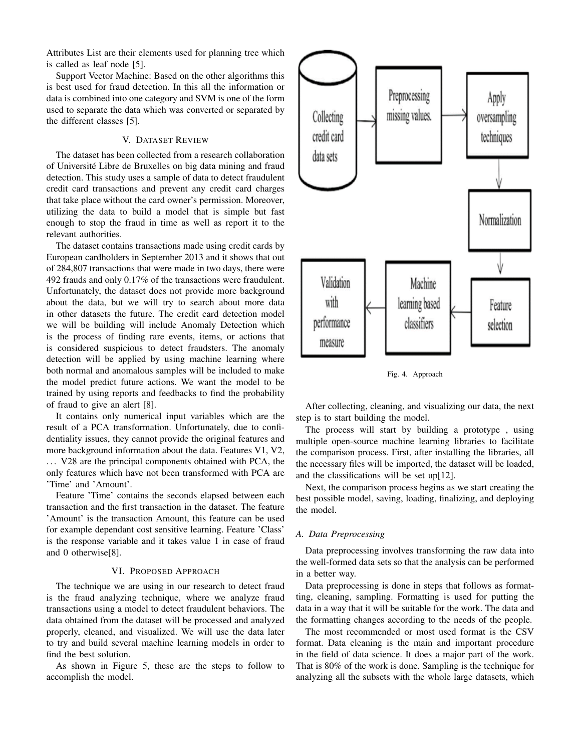Attributes List are their elements used for planning tree which is called as leaf node [5].

Support Vector Machine: Based on the other algorithms this is best used for fraud detection. In this all the information or data is combined into one category and SVM is one of the form used to separate the data which was converted or separated by the different classes [5].

## V. Dataset Review

The dataset has been collected from a research collaboration of Université Libre de Bruxelles on big data mining and fraud detection. This study uses a sample of data to detect fraudulent credit card transactions and prevent any credit card charges that take place without the card owner's permission. Moreover, utilizing the data to build a model that is simple but fast enough to stop the fraud in time as well as report it to the relevant authorities.

The dataset contains transactions made using credit cards by European cardholders in September 2013 and it shows that out of 284,807 transactions that were made in two days, there were 492 frauds and only 0.17% of the transactions were fraudulent. Unfortunately, the dataset does not provide more background about the data, but we will try to search about more data in other datasets the future. The credit card detection model we will be building will include Anomaly Detection which is the process of finding rare events, items, or actions that is considered suspicious to detect fraudsters. The anomaly detection will be applied by using machine learning where both normal and anomalous samples will be included to make the model predict future actions. We want the model to be trained by using reports and feedbacks to find the probability of fraud to give an alert [8].

It contains only numerical input variables which are the result of a PCA transformation. Unfortunately, due to confidentiality issues, they cannot provide the original features and more background information about the data. Features V1, V2, ... V28 are the principal components obtained with PCA, the only features which have not been transformed with PCA are 'Time' and 'Amount'.

Feature 'Time' contains the seconds elapsed between each transaction and the first transaction in the dataset. The feature 'Amount' is the transaction Amount, this feature can be used for example dependant cost sensitive learning. Feature 'Class' is the response variable and it takes value 1 in case of fraud and 0 otherwise[8].

## VI. Proposed Approach

The technique we are using in our research to detect fraud is the fraud analyzing technique, where we analyze fraud transactions using a model to detect fraudulent behaviors. The data obtained from the dataset will be processed and analyzed properly, cleaned, and visualized. We will use the data later to try and build several machine learning models in order to find the best solution.

As shown in Figure 5, these are the steps to follow to accomplish the model.

Collecting credit card data sets → Preprocessing missing values. → Apply oversampling techniques → Normalization → Feature selection → Machine learning based classifiers → Validation with performance measure

Fig. 4. Approach

After collecting, cleaning, and visualizing our data, the next step is to start building the model.

The process will start by building a prototype , using multiple open-source machine learning libraries to facilitate the comparison process. First, after installing the libraries, all the necessary files will be imported, the dataset will be loaded, and the classifications will be set up[12].

Next, the comparison process begins as we start creating the best possible model, saving, loading, finalizing, and deploying the model.

### A. Data Preprocessing

Data preprocessing involves transforming the raw data into the well-formed data sets so that the analysis can be performed in a better way.

Data preprocessing is done in steps that follows as formatting, cleaning, sampling. Formatting is used for putting the data in a way that it will be suitable for the work. The data and the formatting changes according to the needs of the people.

The most recommended or most used format is the CSV format. Data cleaning is the main and important procedure in the field of data science. It does a major part of the work. That is 80% of the work is done. Sampling is the technique for analyzing all the subsets with the whole large datasets, which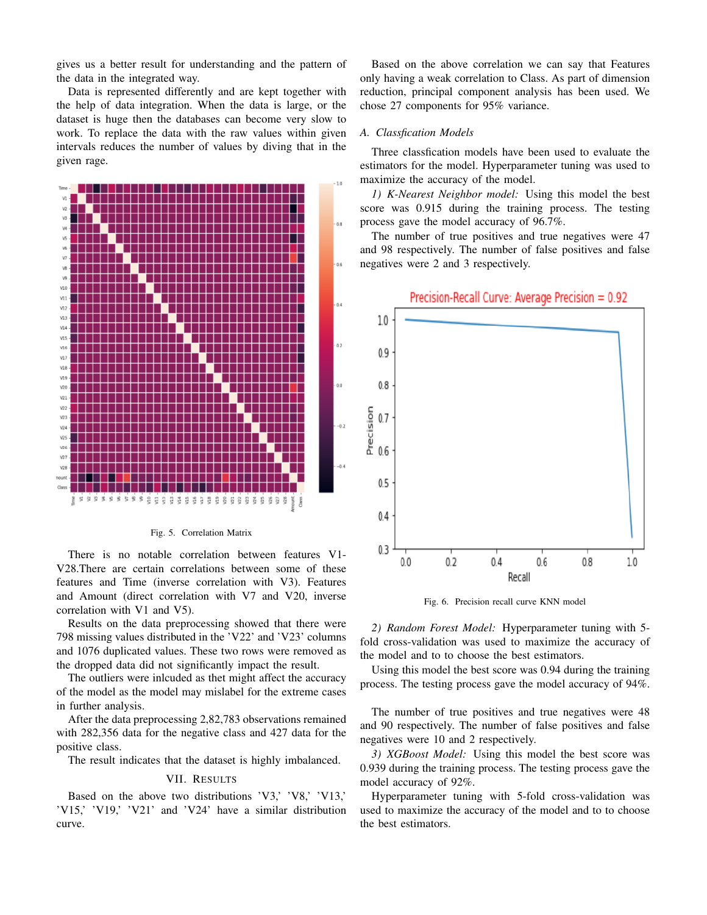gives us a better result for understanding and the pattern of the data in the integrated way.

Data is represented differently and are kept together with the help of data integration. When the data is large, or the dataset is huge then the databases can become very slow to work. To replace the data with the raw values within given intervals reduces the number of values by diving that in the given rage.

Fig. 5. Correlation Matrix

There is no notable correlation between features V1-V28.There are certain correlations between some of these features and Time (inverse correlation with V3). Features and Amount (direct correlation with V7 and V20, inverse correlation with V1 and V5).

Results on the data preprocessing showed that there were 798 missing values distributed in the 'V22' and 'V23' columns and 1076 duplicated values. These two rows were removed as the dropped data did not significantly impact the result.

The outliers were inlcuded as thet might affect the accuracy of the model as the model may mislabel for the extreme cases in further analysis.

After the data preprocessing 2,82,783 observations remained with 282,356 data for the negative class and 427 data for the positive class.

The result indicates that the dataset is highly imbalanced.

## VII. Results

Based on the above two distributions 'V3,' 'V8,' 'V13,' 'V15,' 'V19,' 'V21' and 'V24' have a similar distribution curve.

Based on the above correlation we can say that Features only having a weak correlation to Class. As part of dimension reduction, principal component analysis has been used. We chose 27 components for 95% variance.

### A. Classfication Models

Three classfication models have been used to evaluate the estimators for the model. Hyperparameter tuning was used to maximize the accuracy of the model.

*1) K-Nearest Neighbor model:* Using this model the best score was 0.915 during the training process. The testing process gave the model accuracy of 96.7%.

The number of true positives and true negatives were 47 and 98 respectively. The number of false positives and false negatives were 2 and 3 respectively.

Fig. 6. Precision recall curve KNN model

*2) Random Forest Model:* Hyperparameter tuning with 5-fold cross-validation was used to maximize the accuracy of the model and to to choose the best estimators.

Using this model the best score was 0.94 during the training process. The testing process gave the model accuracy of 94%.

The number of true positives and true negatives were 48 and 90 respectively. The number of false positives and false negatives were 10 and 2 respectively.

*3) XGBoost Model:* Using this model the best score was 0.939 during the training process. The testing process gave the model accuracy of 92%.

Hyperparameter tuning with 5-fold cross-validation was used to maximize the accuracy of the model and to to choose the best estimators.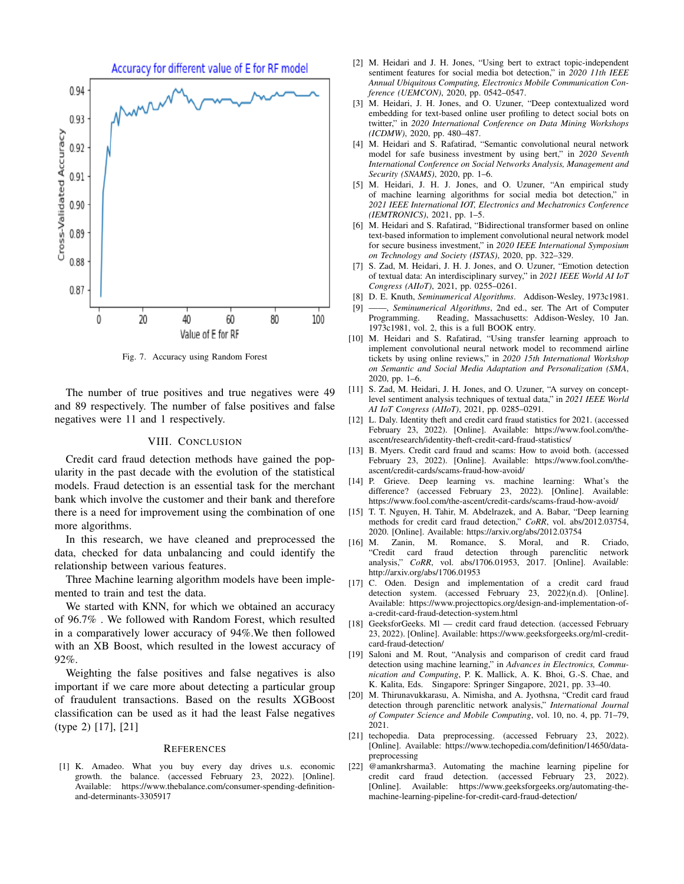Fig. 7. Accuracy using Random Forest

The number of true positives and true negatives were 49 and 89 respectively. The number of false positives and false negatives were 11 and 1 respectively.

## VIII. Conclusion

Credit card fraud detection methods have gained the popularity in the past decade with the evolution of the statistical models. Fraud detection is an essential task for the merchant bank which involve the customer and their bank and therefore there is a need for improvement using the combination of one more algorithms.

In this research, we have cleaned and preprocessed the data, checked for data unbalancing and could identify the relationship between various features.

Three Machine learning algorithm models have been implemented to train and test the data.

We started with KNN, for which we obtained an accuracy of 96.7% . We followed with Random Forest, which resulted in a comparatively lower accuracy of 94%.We then followed with an XB Boost, which resulted in the lowest accuracy of 92%.

Weighting the false positives and false negatives is also important if we care more about detecting a particular group of fraudulent transactions. Based on the results XGBoost classification can be used as it had the least False negatives (type 2) [17], [21]

## References

[1] K. Amadeo. What you buy every day drives u.s. economic growth. the balance. (accessed February 23, 2022). [Online]. Available: https://www.thebalance.com/consumer-spending-definition-and-determinants-3305917

[2] M. Heidari and J. H. Jones, "Using bert to extract topic-independent sentiment features for social media bot detection," in *2020 11th IEEE Annual Ubiquitous Computing, Electronics Mobile Communication Conference (UEMCON)*, 2020, pp. 0542–0547.

[3] M. Heidari, J. H. Jones, and O. Uzuner, "Deep contextualized word embedding for text-based online user profiling to detect social bots on twitter," in *2020 International Conference on Data Mining Workshops (ICDMW)*, 2020, pp. 480–487.

[4] M. Heidari and S. Rafatirad, "Semantic convolutional neural network model for safe business investment by using bert," in *2020 Seventh International Conference on Social Networks Analysis, Management and Security (SNAMS)*, 2020, pp. 1–6.

[5] M. Heidari, J. H. J. Jones, and O. Uzuner, "An empirical study of machine learning algorithms for social media bot detection," in *2021 IEEE International IOT, Electronics and Mechatronics Conference (IEMTRONICS)*, 2021, pp. 1–5.

[6] M. Heidari and S. Rafatirad, "Bidirectional transformer based on online text-based information to implement convolutional neural network model for secure business investment," in *2020 IEEE International Symposium on Technology and Society (ISTAS)*, 2020, pp. 322–329.

[7] S. Zad, M. Heidari, J. H. J. Jones, and O. Uzuner, "Emotion detection of textual data: An interdisciplinary survey," in *2021 IEEE World AI IoT Congress (AIIoT)*, 2021, pp. 0255–0261.

[8] D. E. Knuth, *Seminumerical Algorithms*. Addison-Wesley, 1973c1981.

[9] ——, *Seminumerical Algorithms*, 2nd ed., ser. The Art of Computer Programming. Reading, Massachusetts: Addison-Wesley, 10 Jan. 1973c1981, vol. 2, this is a full BOOK entry.

[10] M. Heidari and S. Rafatirad, "Using transfer learning approach to implement convolutional neural network model to recommend airline tickets by using online reviews," in *2020 15th International Workshop on Semantic and Social Media Adaptation and Personalization (SMA*, 2020, pp. 1–6.

[11] S. Zad, M. Heidari, J. H. Jones, and O. Uzuner, "A survey on concept-level sentiment analysis techniques of textual data," in *2021 IEEE World AI IoT Congress (AIIoT)*, 2021, pp. 0285–0291.

[12] L. Daly. Identity theft and credit card fraud statistics for 2021. (accessed February 23, 2022). [Online]. Available: https://www.fool.com/the-ascent/research/identity-theft-credit-card-fraud-statistics/

[13] B. Myers. Credit card fraud and scams: How to avoid both. (accessed February 23, 2022). [Online]. Available: https://www.fool.com/the-ascent/credit-cards/scams-fraud-how-avoid/

[14] P. Grieve. Deep learning vs. machine learning: What's the difference? (accessed February 23, 2022). [Online]. Available: https://www.fool.com/the-ascent/credit-cards/scams-fraud-how-avoid/

[15] T. T. Nguyen, H. Tahir, M. Abdelrazek, and A. Babar, "Deep learning methods for credit card fraud detection," *CoRR*, vol. abs/2012.03754, 2020. [Online]. Available: https://arxiv.org/abs/2012.03754

[16] M. Zanin, M. Romance, S. Moral, and R. Criado, "Credit card fraud detection through parenclitic network analysis," *CoRR*, vol. abs/1706.01953, 2017. [Online]. Available: http://arxiv.org/abs/1706.01953

[17] C. Oden. Design and implementation of a credit card fraud detection system. (accessed February 23, 2022)(n.d). [Online]. Available: https://www.projecttopics.org/design-and-implementation-of-a-credit-card-fraud-detection-system.html

[18] GeeksforGeeks. Ml — credit card fraud detection. (accessed February 23, 2022). [Online]. Available: https://www.geeksforgeeks.org/ml-credit-card-fraud-detection/

[19] Saloni and M. Rout, "Analysis and comparison of credit card fraud detection using machine learning," in *Advances in Electronics, Communication and Computing*, P. K. Mallick, A. K. Bhoi, G.-S. Chae, and K. Kalita, Eds. Singapore: Springer Singapore, 2021, pp. 33–40.

[20] M. Thirunavukkarasu, A. Nimisha, and A. Jyothsna, "Credit card fraud detection through parenclitic network analysis," *International Journal of Computer Science and Mobile Computing*, vol. 10, no. 4, pp. 71–79, 2021.

[21] techopedia. Data preprocessing. (accessed February 23, 2022). [Online]. Available: https://www.techopedia.com/definition/14650/data-preprocessing

[22] @amankrsharma3. Automating the machine learning pipeline for credit card fraud detection. (accessed February 23, 2022). [Online]. Available: https://www.geeksforgeeks.org/automating-the-machine-learning-pipeline-for-credit-card-fraud-detection/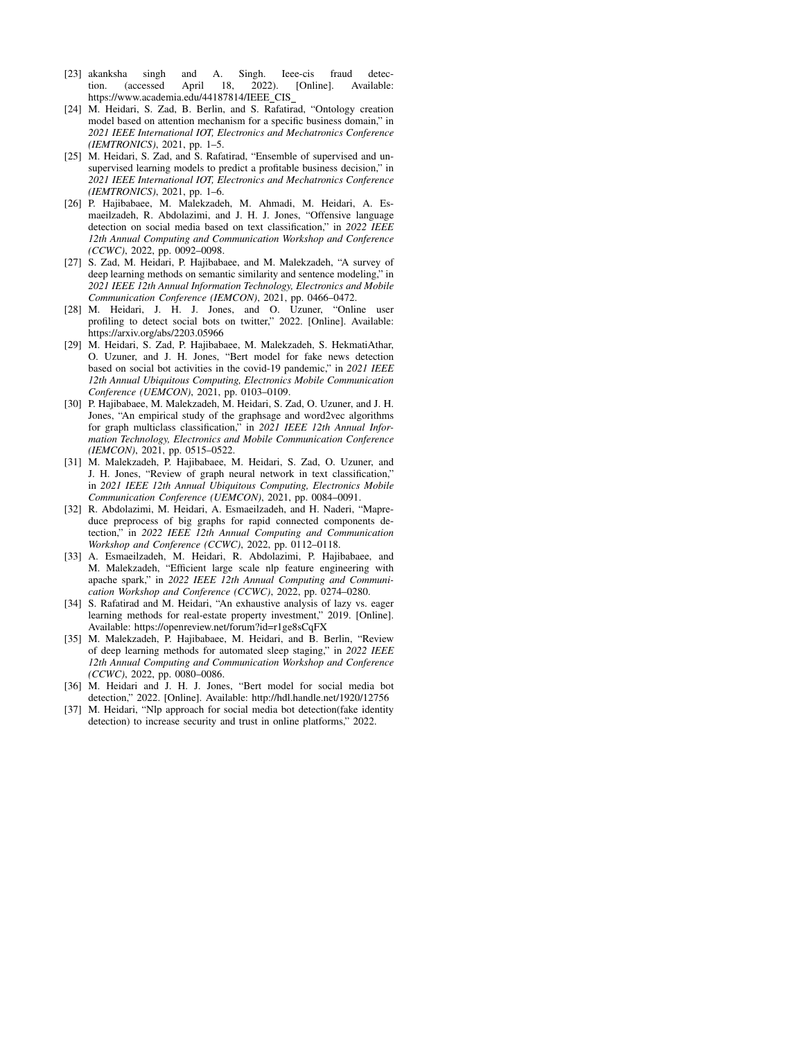[23] akanksha singh and A. Singh. Ieee-cis fraud detection. (accessed April 18, 2022). [Online]. Available: https://www.academia.edu/44187814/IEEE_CIS_

[24] M. Heidari, S. Zad, B. Berlin, and S. Rafatirad, "Ontology creation model based on attention mechanism for a specific business domain," in *2021 IEEE International IOT, Electronics and Mechatronics Conference (IEMTRONICS)*, 2021, pp. 1–5.

[25] M. Heidari, S. Zad, and S. Rafatirad, "Ensemble of supervised and unsupervised learning models to predict a profitable business decision," in *2021 IEEE International IOT, Electronics and Mechatronics Conference (IEMTRONICS)*, 2021, pp. 1–6.

[26] P. Hajibabaee, M. Malekzadeh, M. Ahmadi, M. Heidari, A. Esmaeilzadeh, R. Abdolazimi, and J. H. J. Jones, "Offensive language detection on social media based on text classification," in *2022 IEEE 12th Annual Computing and Communication Workshop and Conference (CCWC)*, 2022, pp. 0092–0098.

[27] S. Zad, M. Heidari, P. Hajibabaee, and M. Malekzadeh, "A survey of deep learning methods on semantic similarity and sentence modeling," in *2021 IEEE 12th Annual Information Technology, Electronics and Mobile Communication Conference (IEMCON)*, 2021, pp. 0466–0472.

[28] M. Heidari, J. H. J. Jones, and O. Uzuner, "Online user profiling to detect social bots on twitter," 2022. [Online]. Available: https://arxiv.org/abs/2203.05966

[29] M. Heidari, S. Zad, P. Hajibabaee, M. Malekzadeh, S. HekmatiAthar, O. Uzuner, and J. H. Jones, "Bert model for fake news detection based on social bot activities in the covid-19 pandemic," in *2021 IEEE 12th Annual Ubiquitous Computing, Electronics Mobile Communication Conference (UEMCON)*, 2021, pp. 0103–0109.

[30] P. Hajibabaee, M. Malekzadeh, M. Heidari, S. Zad, O. Uzuner, and J. H. Jones, "An empirical study of the graphsage and word2vec algorithms for graph multiclass classification," in *2021 IEEE 12th Annual Information Technology, Electronics and Mobile Communication Conference (IEMCON)*, 2021, pp. 0515–0522.

[31] M. Malekzadeh, P. Hajibabaee, M. Heidari, S. Zad, O. Uzuner, and J. H. Jones, "Review of graph neural network in text classification," in *2021 IEEE 12th Annual Ubiquitous Computing, Electronics Mobile Communication Conference (UEMCON)*, 2021, pp. 0084–0091.

[32] R. Abdolazimi, M. Heidari, A. Esmaeilzadeh, and H. Naderi, "Mapreduce preprocess of big graphs for rapid connected components detection," in *2022 IEEE 12th Annual Computing and Communication Workshop and Conference (CCWC)*, 2022, pp. 0112–0118.

[33] A. Esmaeilzadeh, M. Heidari, R. Abdolazimi, P. Hajibabaee, and M. Malekzadeh, "Efficient large scale nlp feature engineering with apache spark," in *2022 IEEE 12th Annual Computing and Communication Workshop and Conference (CCWC)*, 2022, pp. 0274–0280.

[34] S. Rafatirad and M. Heidari, "An exhaustive analysis of lazy vs. eager learning methods for real-estate property investment," 2019. [Online]. Available: https://openreview.net/forum?id=r1ge8sCqFX

[35] M. Malekzadeh, P. Hajibabaee, M. Heidari, and B. Berlin, "Review of deep learning methods for automated sleep staging," in *2022 IEEE 12th Annual Computing and Communication Workshop and Conference (CCWC)*, 2022, pp. 0080–0086.

[36] M. Heidari and J. H. J. Jones, "Bert model for social media bot detection," 2022. [Online]. Available: http://hdl.handle.net/1920/12756

[37] M. Heidari, "Nlp approach for social media bot detection(fake identity detection) to increase security and trust in online platforms," 2022.